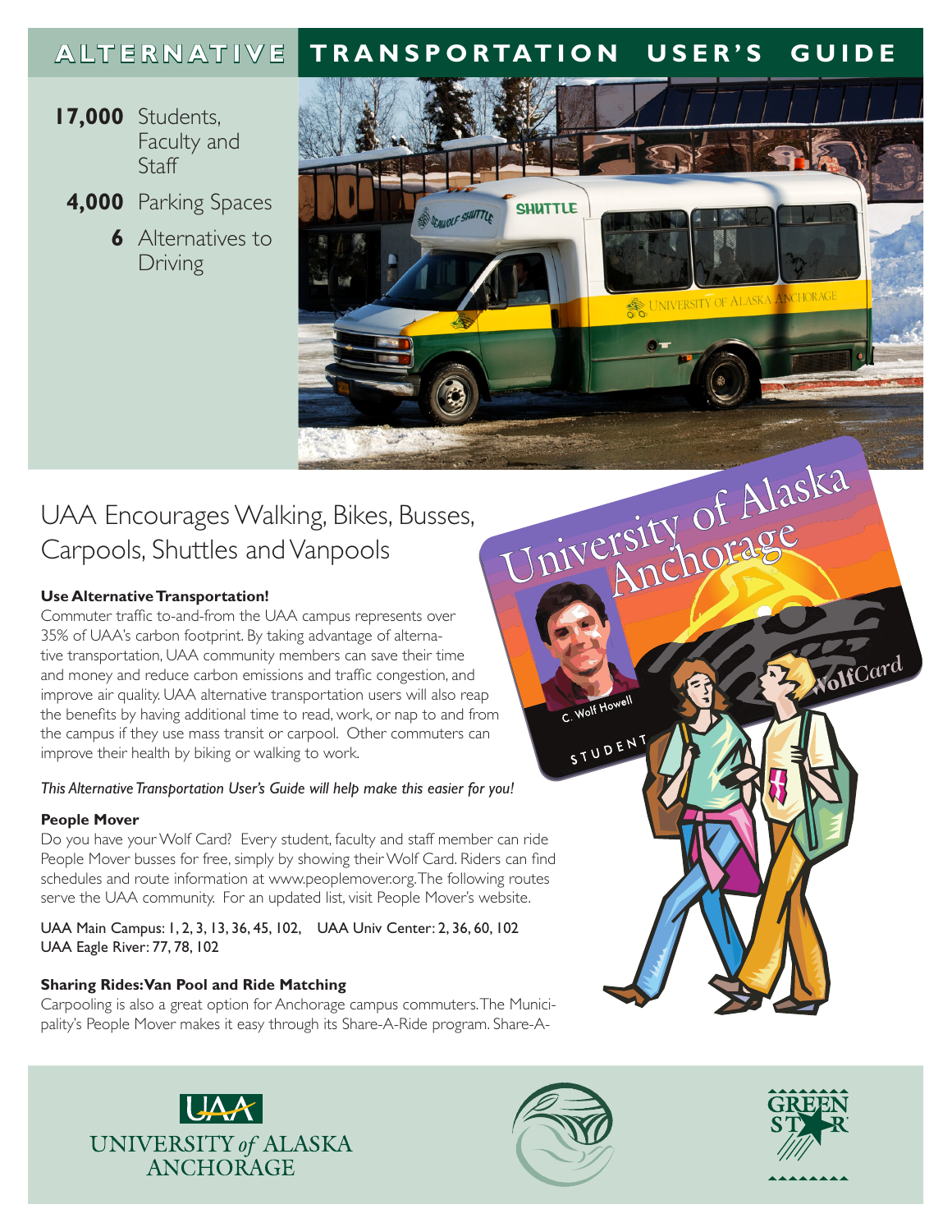# ALTERNATIVE TRANSPORTATION USER'S GUIDE

**17,000** Students, Faculty and Staff

**4,000** Parking Spaces

**6** Alternatives to Driving

## UAA Encourages Walking, Bikes, Busses, Carpools, Shuttles and Vanpools

**Use Alternative Transportation!**

Commuter traffic to-and-from the UAA campus represents over 35% of UAA's carbon footprint. By taking advantage of alternative transportation, UAA community members can save their time and money and reduce carbon emissions and traffic congestion, and improve air quality. UAA alternative transportation users will also reap the benefits by having additional time to read, work, or nap to and from the campus if they use mass transit or carpool. Other commuters can improve their health by biking or walking to work.

*This Alternative Transportation User's Guide will help make this easier for you!*

**People Mover**

Do you have your Wolf Card? Every student, faculty and staff member can ride People Mover busses for free, simply by showing their Wolf Card. Riders can find schedules and route information at www.peoplemover.org. The following routes serve the UAA community. For an updated list, visit People Mover's website.

UAA Main Campus: 1, 2, 3, 13, 36, 45, 102, UAA Univ Center: 2, 36, 60, 102
UAA Eagle River: 77, 78, 102

**Sharing Rides: Van Pool and Ride Matching**

Carpooling is also a great option for Anchorage campus commuters. The Municipality's People Mover makes it easy through its Share-A-Ride program. Share-A-

UAA UNIVERSITY of ALASKA ANCHORAGE

GREEN STAR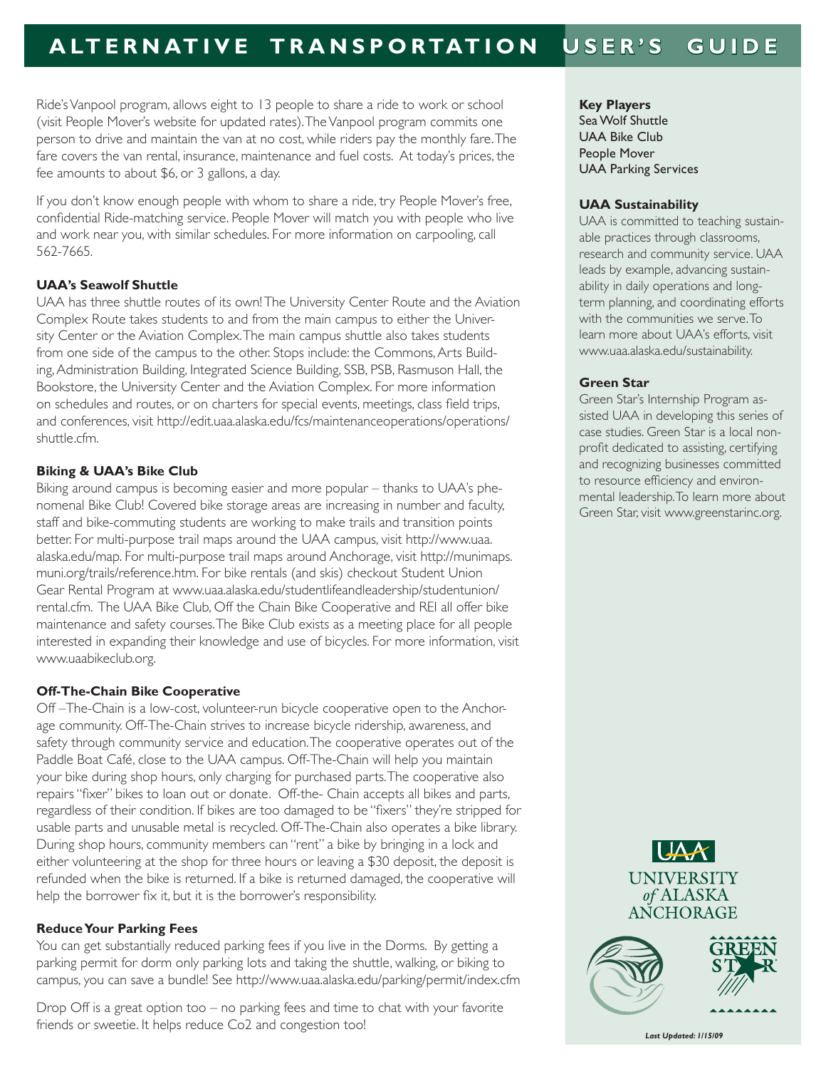Ride's Vanpool program, allows eight to 13 people to share a ride to work or school (visit People Mover's website for updated rates). The Vanpool program commits one person to drive and maintain the van at no cost, while riders pay the monthly fare. The fare covers the van rental, insurance, maintenance and fuel costs. At today's prices, the fee amounts to about $6, or 3 gallons, a day.

If you don't know enough people with whom to share a ride, try People Mover's free, confidential Ride-matching service. People Mover will match you with people who live and work near you, with similar schedules. For more information on carpooling, call 562-7665.

**UAA's Seawolf Shuttle**

UAA has three shuttle routes of its own! The University Center Route and the Aviation Complex Route takes students to and from the main campus to either the University Center or the Aviation Complex. The main campus shuttle also takes students from one side of the campus to the other. Stops include: the Commons, Arts Building, Administration Building, Integrated Science Building, SSB, PSB, Rasmuson Hall, the Bookstore, the University Center and the Aviation Complex. For more information on schedules and routes, or on charters for special events, meetings, class field trips, and conferences, visit http://edit.uaa.alaska.edu/fcs/maintenanceoperations/operations/shuttle.cfm.

**Biking & UAA's Bike Club**

Biking around campus is becoming easier and more popular – thanks to UAA's phenomenal Bike Club! Covered bike storage areas are increasing in number and faculty, staff and bike-commuting students are working to make trails and transition points better. For multi-purpose trail maps around the UAA campus, visit http://www.uaa.alaska.edu/map. For multi-purpose trail maps around Anchorage, visit http://munimaps.muni.org/trails/reference.htm. For bike rentals (and skis) checkout Student Union Gear Rental Program at www.uaa.alaska.edu/studentlifeandleadership/studentunion/rental.cfm. The UAA Bike Club, Off the Chain Bike Cooperative and REI all offer bike maintenance and safety courses. The Bike Club exists as a meeting place for all people interested in expanding their knowledge and use of bicycles. For more information, visit www.uaabikeclub.org.

**Off-The-Chain Bike Cooperative**

Off –The-Chain is a low-cost, volunteer-run bicycle cooperative open to the Anchorage community. Off-The-Chain strives to increase bicycle ridership, awareness, and safety through community service and education. The cooperative operates out of the Paddle Boat Café, close to the UAA campus. Off-The-Chain will help you maintain your bike during shop hours, only charging for purchased parts. The cooperative also repairs "fixer" bikes to loan out or donate. Off-the- Chain accepts all bikes and parts, regardless of their condition. If bikes are too damaged to be "fixers" they're stripped for usable parts and unusable metal is recycled. Off-The-Chain also operates a bike library. During shop hours, community members can "rent" a bike by bringing in a lock and either volunteering at the shop for three hours or leaving a $30 deposit, the deposit is refunded when the bike is returned. If a bike is returned damaged, the cooperative will help the borrower fix it, but it is the borrower's responsibility.

**Reduce Your Parking Fees**

You can get substantially reduced parking fees if you live in the Dorms. By getting a parking permit for dorm only parking lots and taking the shuttle, walking, or biking to campus, you can save a bundle! See http://www.uaa.alaska.edu/parking/permit/index.cfm

Drop Off is a great option too – no parking fees and time to chat with your favorite friends or sweetie. It helps reduce $CO_2$ and congestion too!

**Key Players**

Sea Wolf Shuttle
UAA Bike Club
People Mover
UAA Parking Services

**UAA Sustainability**

UAA is committed to teaching sustainable practices through classrooms, research and community service. UAA leads by example, advancing sustainability in daily operations and long-term planning, and coordinating efforts with the communities we serve. To learn more about UAA's efforts, visit www.uaa.alaska.edu/sustainability.

**Green Star**

Green Star's Internship Program assisted UAA in developing this series of case studies. Green Star is a local non-profit dedicated to assisting, certifying and recognizing businesses committed to resource efficiency and environmental leadership. To learn more about Green Star, visit www.greenstarinc.org.

UAA
UNIVERSITY of ALASKA ANCHORAGE

GREEN STAR

*Last Updated: 1/15/09*